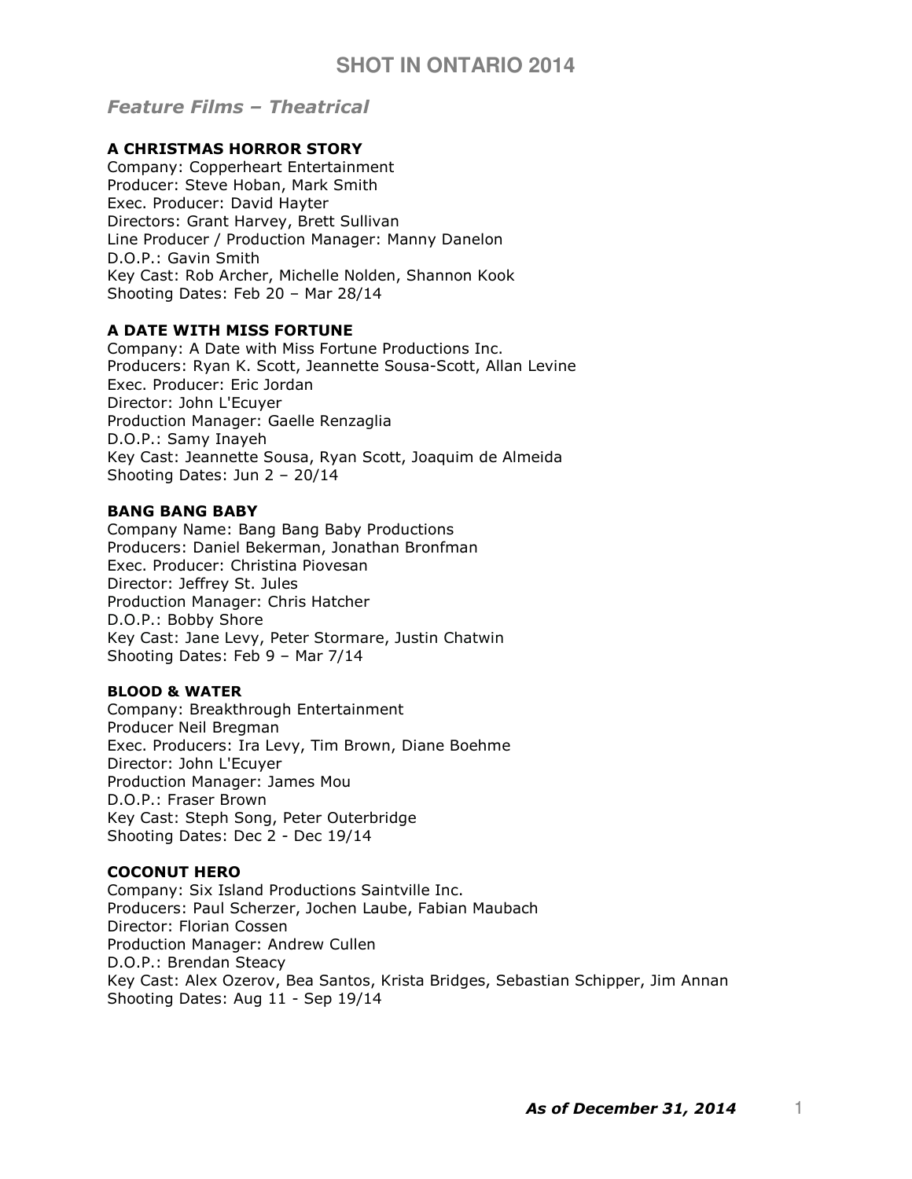# SHOT IN ONTARIO 2014

## *Feature Films – Theatrical*

**A CHRISTMAS HORROR STORY**
Company: Copperheart Entertainment
Producer: Steve Hoban, Mark Smith
Exec. Producer: David Hayter
Directors: Grant Harvey, Brett Sullivan
Line Producer / Production Manager: Manny Danelon
D.O.P.: Gavin Smith
Key Cast: Rob Archer, Michelle Nolden, Shannon Kook
Shooting Dates: Feb 20 – Mar 28/14

**A DATE WITH MISS FORTUNE**
Company: A Date with Miss Fortune Productions Inc.
Producers: Ryan K. Scott, Jeannette Sousa-Scott, Allan Levine
Exec. Producer: Eric Jordan
Director: John L'Ecuyer
Production Manager: Gaelle Renzaglia
D.O.P.: Samy Inayeh
Key Cast: Jeannette Sousa, Ryan Scott, Joaquim de Almeida
Shooting Dates: Jun 2 – 20/14

**BANG BANG BABY**
Company Name: Bang Bang Baby Productions
Producers: Daniel Bekerman, Jonathan Bronfman
Exec. Producer: Christina Piovesan
Director: Jeffrey St. Jules
Production Manager: Chris Hatcher
D.O.P.: Bobby Shore
Key Cast: Jane Levy, Peter Stormare, Justin Chatwin
Shooting Dates: Feb 9 – Mar 7/14

**BLOOD & WATER**
Company: Breakthrough Entertainment
Producer Neil Bregman
Exec. Producers: Ira Levy, Tim Brown, Diane Boehme
Director: John L'Ecuyer
Production Manager: James Mou
D.O.P.: Fraser Brown
Key Cast: Steph Song, Peter Outerbridge
Shooting Dates: Dec 2 - Dec 19/14

**COCONUT HERO**
Company: Six Island Productions Saintville Inc.
Producers: Paul Scherzer, Jochen Laube, Fabian Maubach
Director: Florian Cossen
Production Manager: Andrew Cullen
D.O.P.: Brendan Steacy
Key Cast: Alex Ozerov, Bea Santos, Krista Bridges, Sebastian Schipper, Jim Annan
Shooting Dates: Aug 11 - Sep 19/14

***As of December 31, 2014***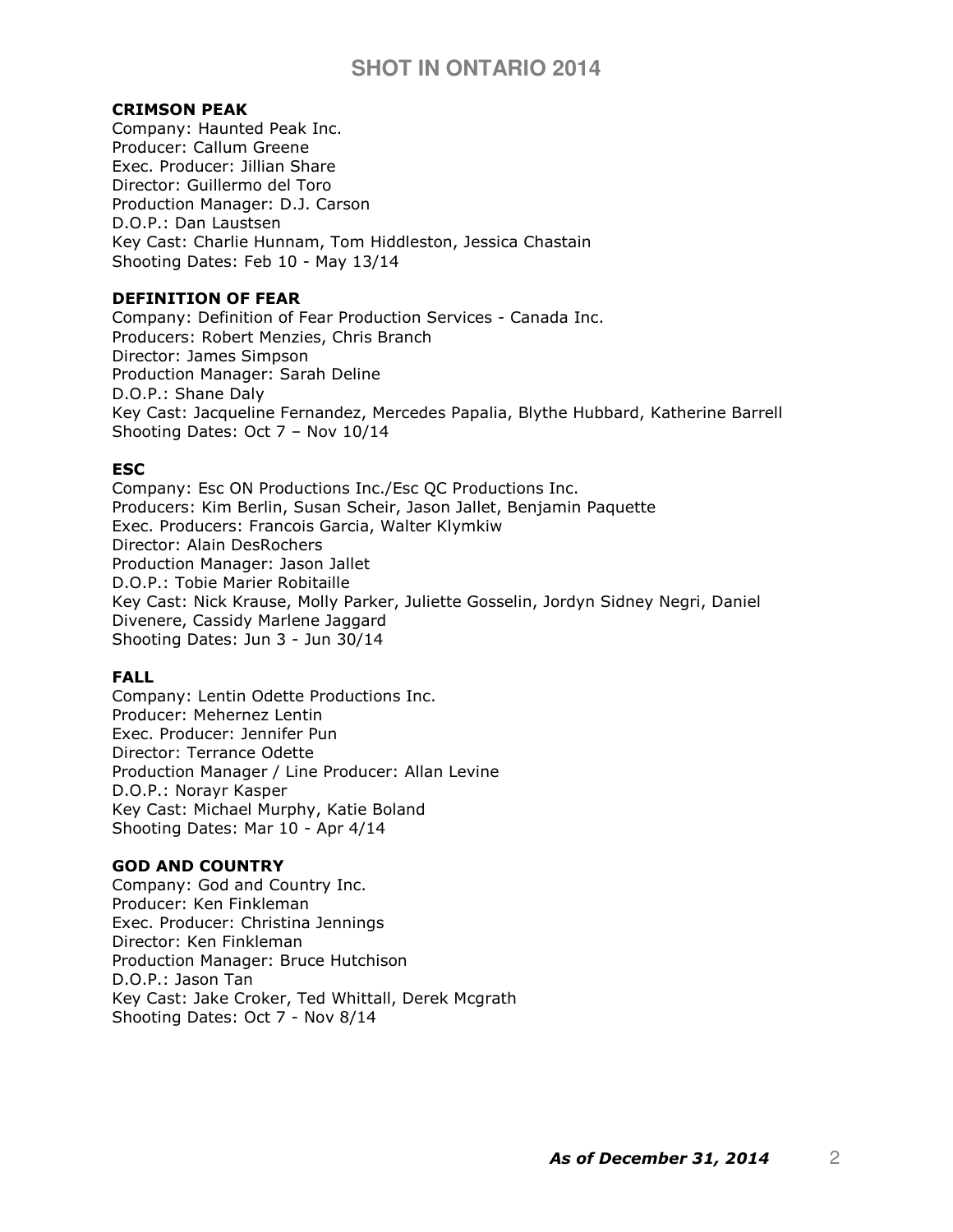# SHOT IN ONTARIO 2014

**CRIMSON PEAK**
Company: Haunted Peak Inc.
Producer: Callum Greene
Exec. Producer: Jillian Share
Director: Guillermo del Toro
Production Manager: D.J. Carson
D.O.P.: Dan Laustsen
Key Cast: Charlie Hunnam, Tom Hiddleston, Jessica Chastain
Shooting Dates: Feb 10 - May 13/14

**DEFINITION OF FEAR**
Company: Definition of Fear Production Services - Canada Inc.
Producers: Robert Menzies, Chris Branch
Director: James Simpson
Production Manager: Sarah Deline
D.O.P.: Shane Daly
Key Cast: Jacqueline Fernandez, Mercedes Papalia, Blythe Hubbard, Katherine Barrell
Shooting Dates: Oct 7 – Nov 10/14

**ESC**
Company: Esc ON Productions Inc./Esc QC Productions Inc.
Producers: Kim Berlin, Susan Scheir, Jason Jallet, Benjamin Paquette
Exec. Producers: Francois Garcia, Walter Klymkiw
Director: Alain DesRochers
Production Manager: Jason Jallet
D.O.P.: Tobie Marier Robitaille
Key Cast: Nick Krause, Molly Parker, Juliette Gosselin, Jordyn Sidney Negri, Daniel Divenere, Cassidy Marlene Jaggard
Shooting Dates: Jun 3 - Jun 30/14

**FALL**
Company: Lentin Odette Productions Inc.
Producer: Mehernez Lentin
Exec. Producer: Jennifer Pun
Director: Terrance Odette
Production Manager / Line Producer: Allan Levine
D.O.P.: Norayr Kasper
Key Cast: Michael Murphy, Katie Boland
Shooting Dates: Mar 10 - Apr 4/14

**GOD AND COUNTRY**
Company: God and Country Inc.
Producer: Ken Finkleman
Exec. Producer: Christina Jennings
Director: Ken Finkleman
Production Manager: Bruce Hutchison
D.O.P.: Jason Tan
Key Cast: Jake Croker, Ted Whittall, Derek Mcgrath
Shooting Dates: Oct 7 - Nov 8/14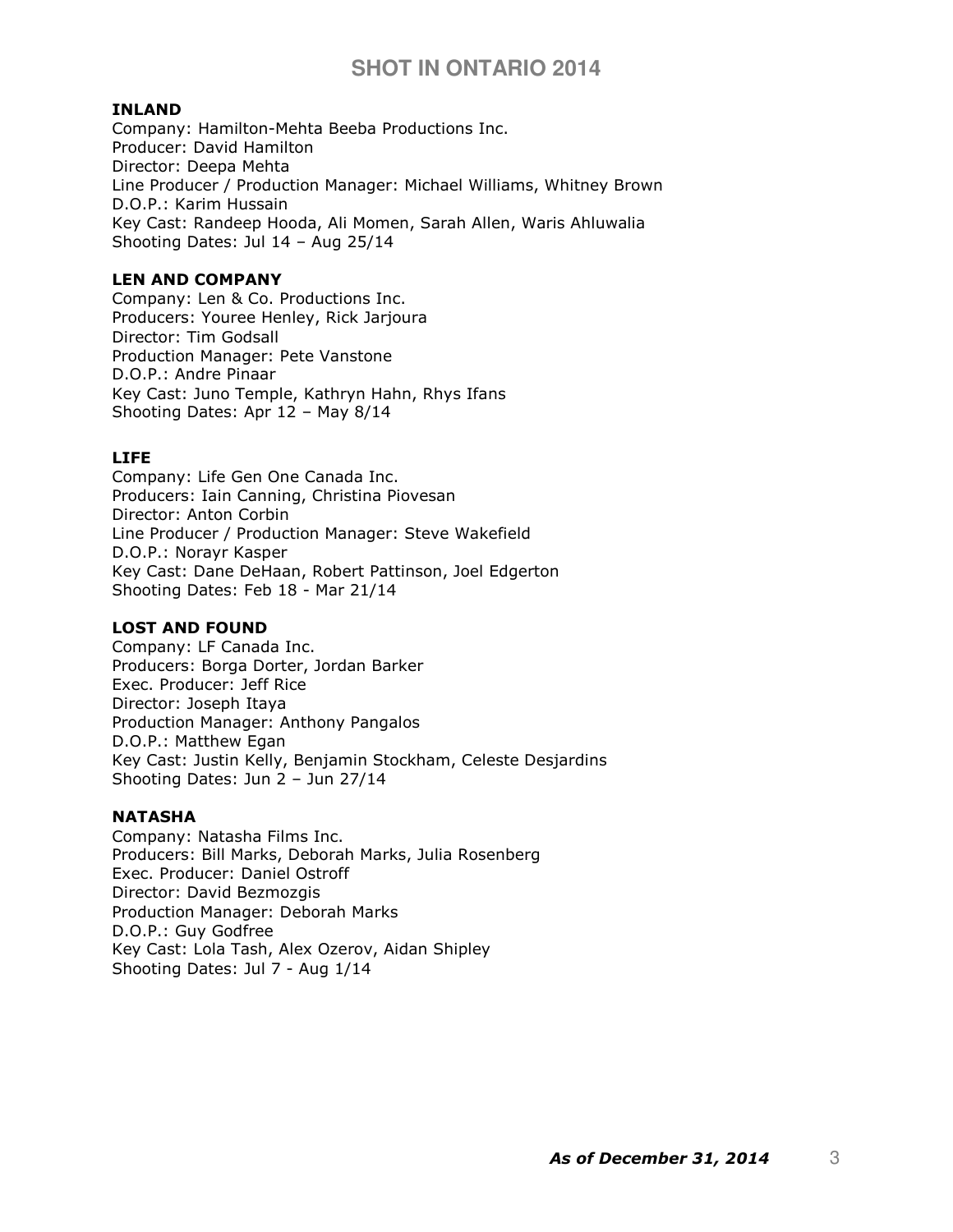### INLAND

Company: Hamilton-Mehta Beeba Productions Inc.
Producer: David Hamilton
Director: Deepa Mehta
Line Producer / Production Manager: Michael Williams, Whitney Brown
D.O.P.: Karim Hussain
Key Cast: Randeep Hooda, Ali Momen, Sarah Allen, Waris Ahluwalia
Shooting Dates: Jul 14 – Aug 25/14

### LEN AND COMPANY

Company: Len & Co. Productions Inc.
Producers: Youree Henley, Rick Jarjoura
Director: Tim Godsall
Production Manager: Pete Vanstone
D.O.P.: Andre Pinaar
Key Cast: Juno Temple, Kathryn Hahn, Rhys Ifans
Shooting Dates: Apr 12 – May 8/14

### LIFE

Company: Life Gen One Canada Inc.
Producers: Iain Canning, Christina Piovesan
Director: Anton Corbin
Line Producer / Production Manager: Steve Wakefield
D.O.P.: Norayr Kasper
Key Cast: Dane DeHaan, Robert Pattinson, Joel Edgerton
Shooting Dates: Feb 18 - Mar 21/14

### LOST AND FOUND

Company: LF Canada Inc.
Producers: Borga Dorter, Jordan Barker
Exec. Producer: Jeff Rice
Director: Joseph Itaya
Production Manager: Anthony Pangalos
D.O.P.: Matthew Egan
Key Cast: Justin Kelly, Benjamin Stockham, Celeste Desjardins
Shooting Dates: Jun 2 – Jun 27/14

### NATASHA

Company: Natasha Films Inc.
Producers: Bill Marks, Deborah Marks, Julia Rosenberg
Exec. Producer: Daniel Ostroff
Director: David Bezmozgis
Production Manager: Deborah Marks
D.O.P.: Guy Godfree
Key Cast: Lola Tash, Alex Ozerov, Aidan Shipley
Shooting Dates: Jul 7 - Aug 1/14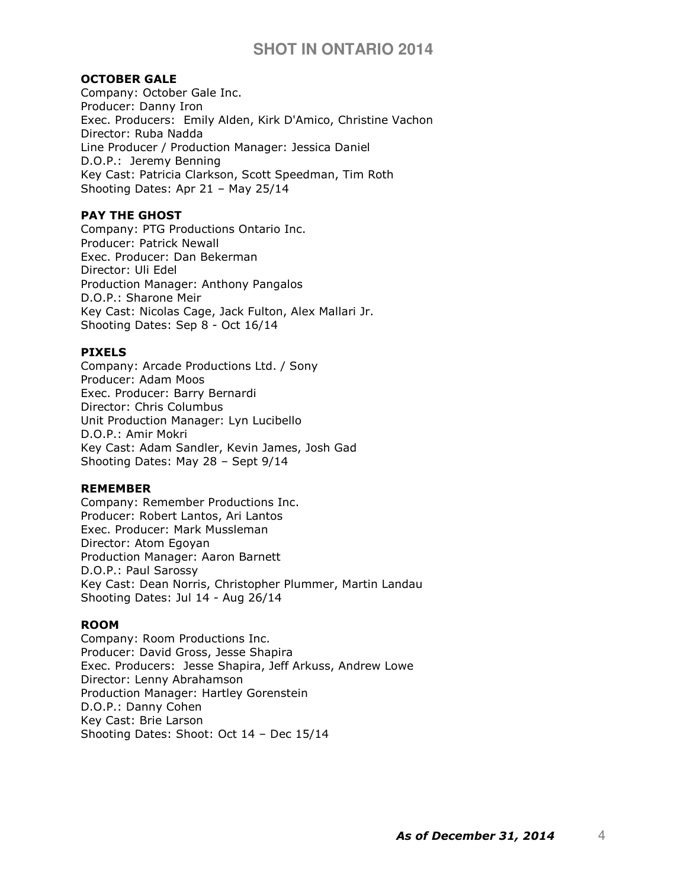**OCTOBER GALE**
Company: October Gale Inc.
Producer: Danny Iron
Exec. Producers: Emily Alden, Kirk D'Amico, Christine Vachon
Director: Ruba Nadda
Line Producer / Production Manager: Jessica Daniel
D.O.P.: Jeremy Benning
Key Cast: Patricia Clarkson, Scott Speedman, Tim Roth
Shooting Dates: Apr 21 – May 25/14

**PAY THE GHOST**
Company: PTG Productions Ontario Inc.
Producer: Patrick Newall
Exec. Producer: Dan Bekerman
Director: Uli Edel
Production Manager: Anthony Pangalos
D.O.P.: Sharone Meir
Key Cast: Nicolas Cage, Jack Fulton, Alex Mallari Jr.
Shooting Dates: Sep 8 - Oct 16/14

**PIXELS**
Company: Arcade Productions Ltd. / Sony
Producer: Adam Moos
Exec. Producer: Barry Bernardi
Director: Chris Columbus
Unit Production Manager: Lyn Lucibello
D.O.P.: Amir Mokri
Key Cast: Adam Sandler, Kevin James, Josh Gad
Shooting Dates: May 28 – Sept 9/14

**REMEMBER**
Company: Remember Productions Inc.
Producer: Robert Lantos, Ari Lantos
Exec. Producer: Mark Mussleman
Director: Atom Egoyan
Production Manager: Aaron Barnett
D.O.P.: Paul Sarossy
Key Cast: Dean Norris, Christopher Plummer, Martin Landau
Shooting Dates: Jul 14 - Aug 26/14

**ROOM**
Company: Room Productions Inc.
Producer: David Gross, Jesse Shapira
Exec. Producers: Jesse Shapira, Jeff Arkuss, Andrew Lowe
Director: Lenny Abrahamson
Production Manager: Hartley Gorenstein
D.O.P.: Danny Cohen
Key Cast: Brie Larson
Shooting Dates: Shoot: Oct 14 – Dec 15/14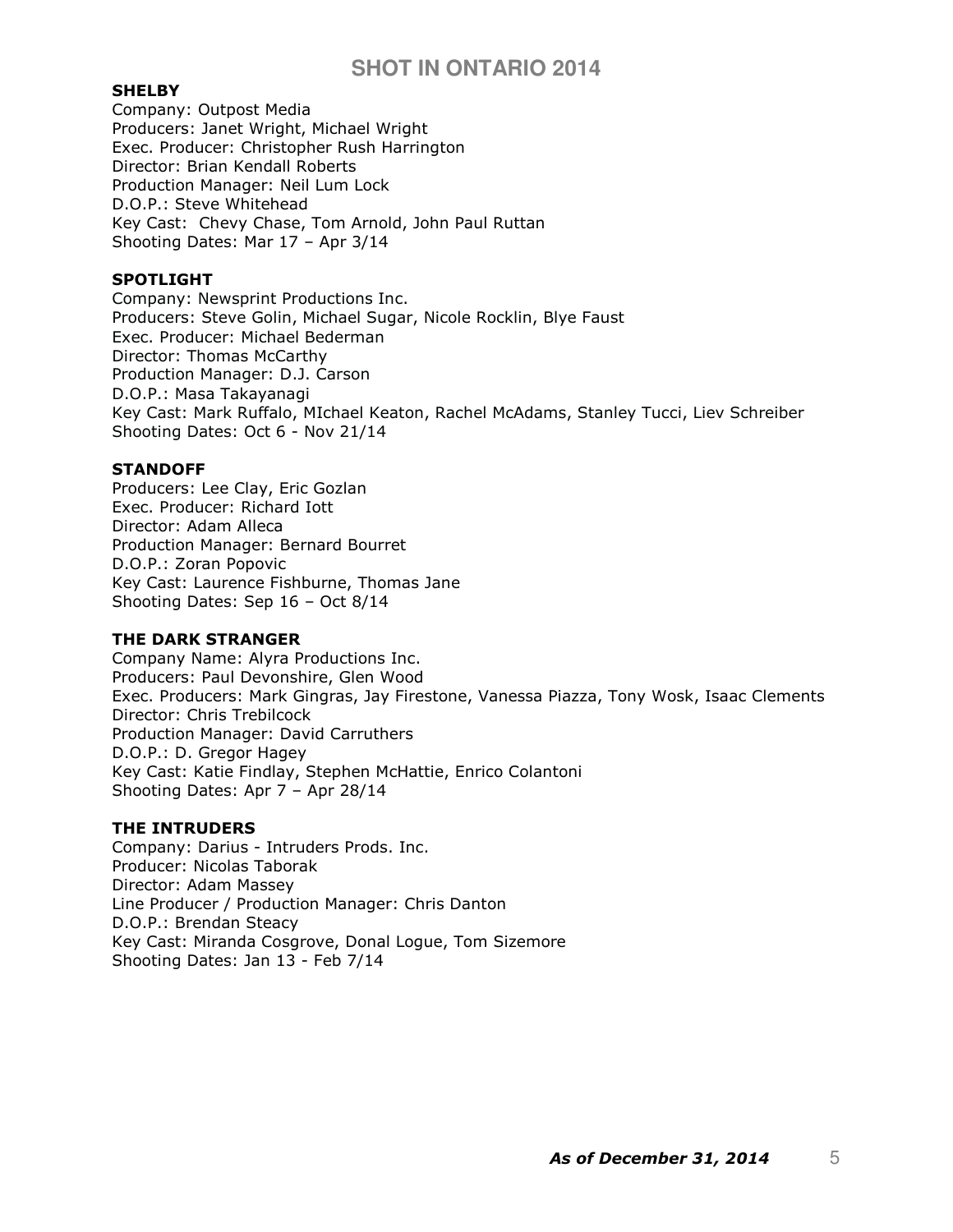## SHELBY

Company: Outpost Media
Producers: Janet Wright, Michael Wright
Exec. Producer: Christopher Rush Harrington
Director: Brian Kendall Roberts
Production Manager: Neil Lum Lock
D.O.P.: Steve Whitehead
Key Cast: Chevy Chase, Tom Arnold, John Paul Ruttan
Shooting Dates: Mar 17 – Apr 3/14

## SPOTLIGHT

Company: Newsprint Productions Inc.
Producers: Steve Golin, Michael Sugar, Nicole Rocklin, Blye Faust
Exec. Producer: Michael Bederman
Director: Thomas McCarthy
Production Manager: D.J. Carson
D.O.P.: Masa Takayanagi
Key Cast: Mark Ruffalo, MIchael Keaton, Rachel McAdams, Stanley Tucci, Liev Schreiber
Shooting Dates: Oct 6 - Nov 21/14

## STANDOFF

Producers: Lee Clay, Eric Gozlan
Exec. Producer: Richard Iott
Director: Adam Alleca
Production Manager: Bernard Bourret
D.O.P.: Zoran Popovic
Key Cast: Laurence Fishburne, Thomas Jane
Shooting Dates: Sep 16 – Oct 8/14

## THE DARK STRANGER

Company Name: Alyra Productions Inc.
Producers: Paul Devonshire, Glen Wood
Exec. Producers: Mark Gingras, Jay Firestone, Vanessa Piazza, Tony Wosk, Isaac Clements
Director: Chris Trebilcock
Production Manager: David Carruthers
D.O.P.: D. Gregor Hagey
Key Cast: Katie Findlay, Stephen McHattie, Enrico Colantoni
Shooting Dates: Apr 7 – Apr 28/14

## THE INTRUDERS

Company: Darius - Intruders Prods. Inc.
Producer: Nicolas Taborak
Director: Adam Massey
Line Producer / Production Manager: Chris Danton
D.O.P.: Brendan Steacy
Key Cast: Miranda Cosgrove, Donal Logue, Tom Sizemore
Shooting Dates: Jan 13 - Feb 7/14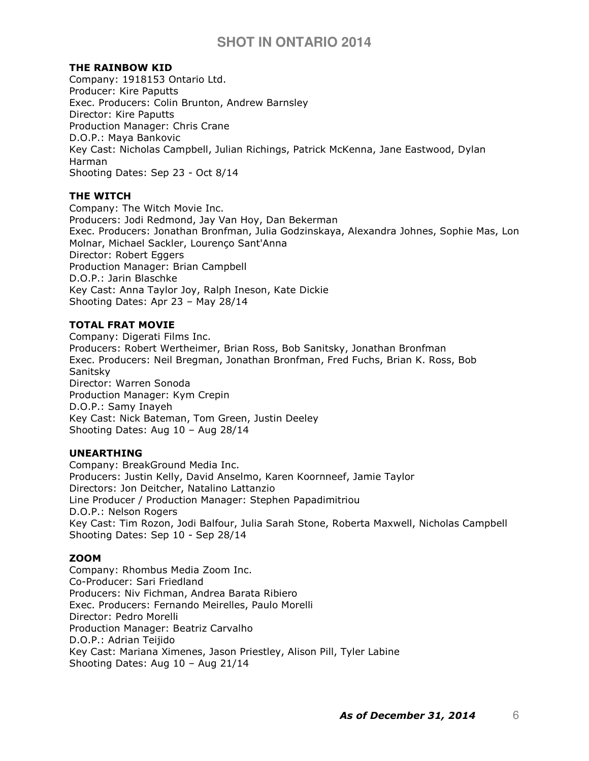### THE RAINBOW KID

Company: 1918153 Ontario Ltd.
Producer: Kire Paputts
Exec. Producers: Colin Brunton, Andrew Barnsley
Director: Kire Paputts
Production Manager: Chris Crane
D.O.P.: Maya Bankovic
Key Cast: Nicholas Campbell, Julian Richings, Patrick McKenna, Jane Eastwood, Dylan Harman
Shooting Dates: Sep 23 - Oct 8/14

### THE WITCH

Company: The Witch Movie Inc.
Producers: Jodi Redmond, Jay Van Hoy, Dan Bekerman
Exec. Producers: Jonathan Bronfman, Julia Godzinskaya, Alexandra Johnes, Sophie Mas, Lon Molnar, Michael Sackler, Lourenço Sant'Anna
Director: Robert Eggers
Production Manager: Brian Campbell
D.O.P.: Jarin Blaschke
Key Cast: Anna Taylor Joy, Ralph Ineson, Kate Dickie
Shooting Dates: Apr 23 – May 28/14

### TOTAL FRAT MOVIE

Company: Digerati Films Inc.
Producers: Robert Wertheimer, Brian Ross, Bob Sanitsky, Jonathan Bronfman
Exec. Producers: Neil Bregman, Jonathan Bronfman, Fred Fuchs, Brian K. Ross, Bob Sanitsky
Director: Warren Sonoda
Production Manager: Kym Crepin
D.O.P.: Samy Inayeh
Key Cast: Nick Bateman, Tom Green, Justin Deeley
Shooting Dates: Aug 10 – Aug 28/14

### UNEARTHING

Company: BreakGround Media Inc.
Producers: Justin Kelly, David Anselmo, Karen Koornneef, Jamie Taylor
Directors: Jon Deitcher, Natalino Lattanzio
Line Producer / Production Manager: Stephen Papadimitriou
D.O.P.: Nelson Rogers
Key Cast: Tim Rozon, Jodi Balfour, Julia Sarah Stone, Roberta Maxwell, Nicholas Campbell
Shooting Dates: Sep 10 - Sep 28/14

### ZOOM

Company: Rhombus Media Zoom Inc.
Co-Producer: Sari Friedland
Producers: Niv Fichman, Andrea Barata Ribiero
Exec. Producers: Fernando Meirelles, Paulo Morelli
Director: Pedro Morelli
Production Manager: Beatriz Carvalho
D.O.P.: Adrian Teijido
Key Cast: Mariana Ximenes, Jason Priestley, Alison Pill, Tyler Labine
Shooting Dates: Aug 10 – Aug 21/14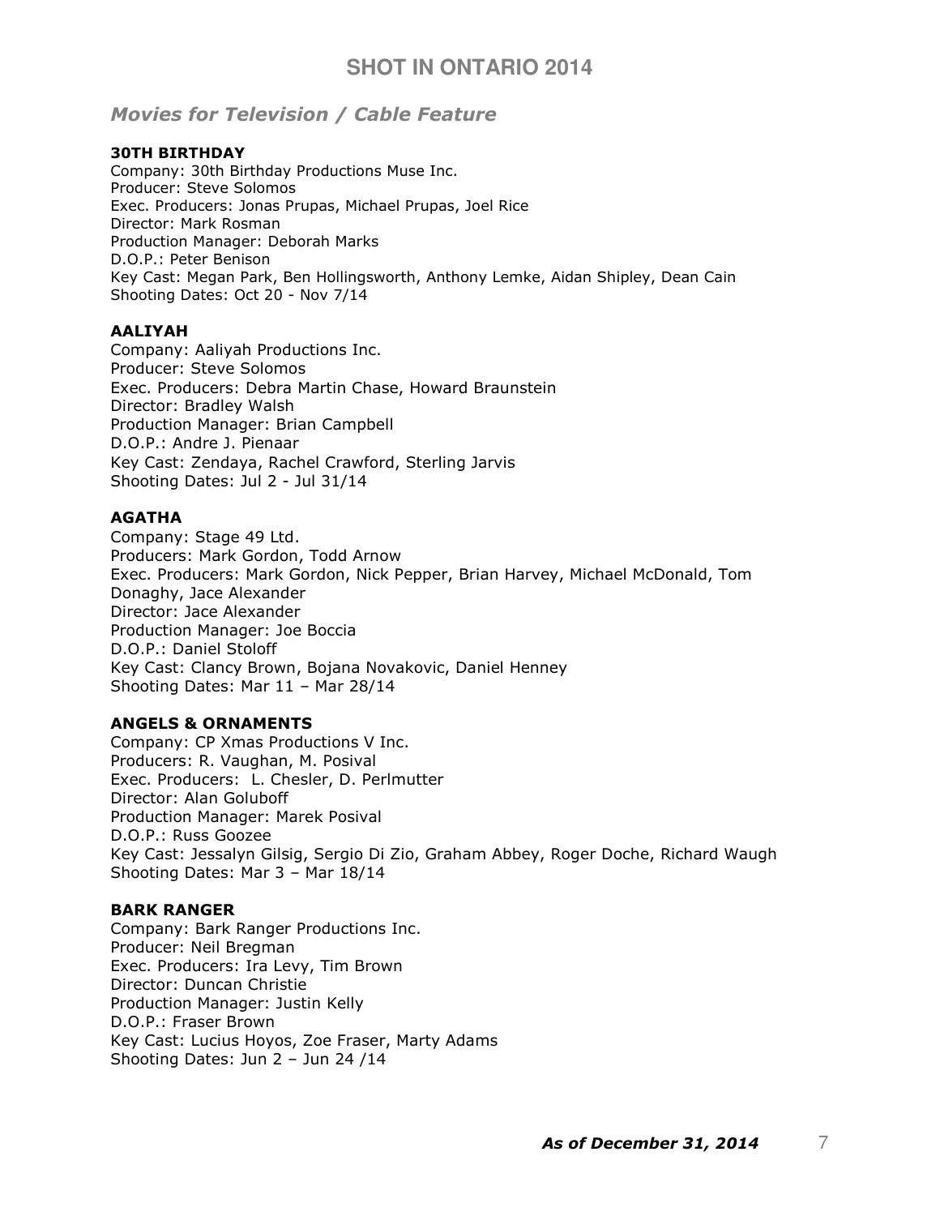# SHOT IN ONTARIO 2014

## *Movies for Television / Cable Feature*

**30TH BIRTHDAY**
Company: 30th Birthday Productions Muse Inc.
Producer: Steve Solomos
Exec. Producers: Jonas Prupas, Michael Prupas, Joel Rice
Director: Mark Rosman
Production Manager: Deborah Marks
D.O.P.: Peter Benison
Key Cast: Megan Park, Ben Hollingsworth, Anthony Lemke, Aidan Shipley, Dean Cain
Shooting Dates: Oct 20 - Nov 7/14

**AALIYAH**
Company: Aaliyah Productions Inc.
Producer: Steve Solomos
Exec. Producers: Debra Martin Chase, Howard Braunstein
Director: Bradley Walsh
Production Manager: Brian Campbell
D.O.P.: Andre J. Pienaar
Key Cast: Zendaya, Rachel Crawford, Sterling Jarvis
Shooting Dates: Jul 2 - Jul 31/14

**AGATHA**
Company: Stage 49 Ltd.
Producers: Mark Gordon, Todd Arnow
Exec. Producers: Mark Gordon, Nick Pepper, Brian Harvey, Michael McDonald, Tom Donaghy, Jace Alexander
Director: Jace Alexander
Production Manager: Joe Boccia
D.O.P.: Daniel Stoloff
Key Cast: Clancy Brown, Bojana Novakovic, Daniel Henney
Shooting Dates: Mar 11 – Mar 28/14

**ANGELS & ORNAMENTS**
Company: CP Xmas Productions V Inc.
Producers: R. Vaughan, M. Posival
Exec. Producers: L. Chesler, D. Perlmutter
Director: Alan Goluboff
Production Manager: Marek Posival
D.O.P.: Russ Goozee
Key Cast: Jessalyn Gilsig, Sergio Di Zio, Graham Abbey, Roger Doche, Richard Waugh
Shooting Dates: Mar 3 – Mar 18/14

**BARK RANGER**
Company: Bark Ranger Productions Inc.
Producer: Neil Bregman
Exec. Producers: Ira Levy, Tim Brown
Director: Duncan Christie
Production Manager: Justin Kelly
D.O.P.: Fraser Brown
Key Cast: Lucius Hoyos, Zoe Fraser, Marty Adams
Shooting Dates: Jun 2 – Jun 24 /14

***As of December 31, 2014***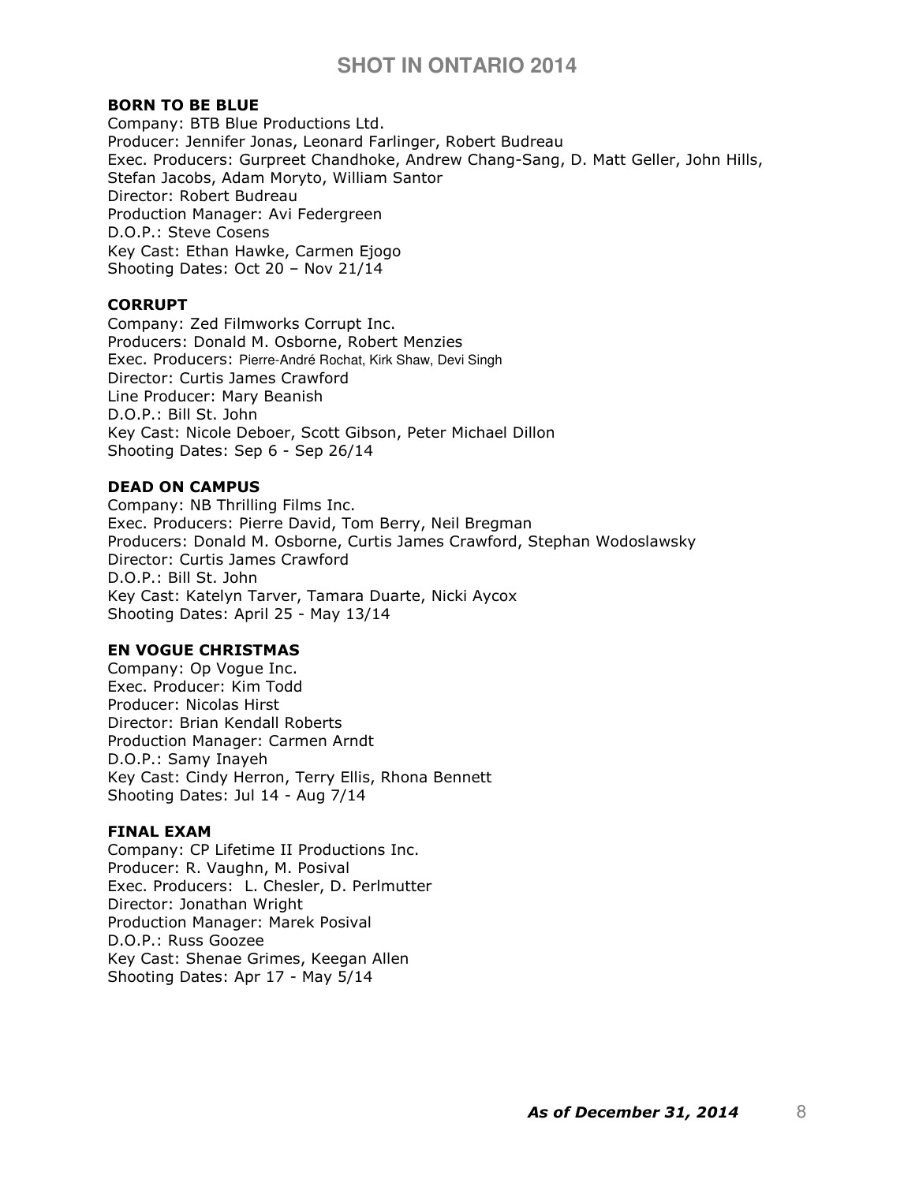# SHOT IN ONTARIO 2014

**BORN TO BE BLUE**
Company: BTB Blue Productions Ltd.
Producer: Jennifer Jonas, Leonard Farlinger, Robert Budreau
Exec. Producers: Gurpreet Chandhoke, Andrew Chang-Sang, D. Matt Geller, John Hills, Stefan Jacobs, Adam Moryto, William Santor
Director: Robert Budreau
Production Manager: Avi Federgreen
D.O.P.: Steve Cosens
Key Cast: Ethan Hawke, Carmen Ejogo
Shooting Dates: Oct 20 – Nov 21/14

**CORRUPT**
Company: Zed Filmworks Corrupt Inc.
Producers: Donald M. Osborne, Robert Menzies
Exec. Producers: Pierre-André Rochat, Kirk Shaw, Devi Singh
Director: Curtis James Crawford
Line Producer: Mary Beanish
D.O.P.: Bill St. John
Key Cast: Nicole Deboer, Scott Gibson, Peter Michael Dillon
Shooting Dates: Sep 6 - Sep 26/14

**DEAD ON CAMPUS**
Company: NB Thrilling Films Inc.
Exec. Producers: Pierre David, Tom Berry, Neil Bregman
Producers: Donald M. Osborne, Curtis James Crawford, Stephan Wodoslawsky
Director: Curtis James Crawford
D.O.P.: Bill St. John
Key Cast: Katelyn Tarver, Tamara Duarte, Nicki Aycox
Shooting Dates: April 25 - May 13/14

**EN VOGUE CHRISTMAS**
Company: Op Vogue Inc.
Exec. Producer: Kim Todd
Producer: Nicolas Hirst
Director: Brian Kendall Roberts
Production Manager: Carmen Arndt
D.O.P.: Samy Inayeh
Key Cast: Cindy Herron, Terry Ellis, Rhona Bennett
Shooting Dates: Jul 14 - Aug 7/14

**FINAL EXAM**
Company: CP Lifetime II Productions Inc.
Producer: R. Vaughn, M. Posival
Exec. Producers: L. Chesler, D. Perlmutter
Director: Jonathan Wright
Production Manager: Marek Posival
D.O.P.: Russ Goozee
Key Cast: Shenae Grimes, Keegan Allen
Shooting Dates: Apr 17 - May 5/14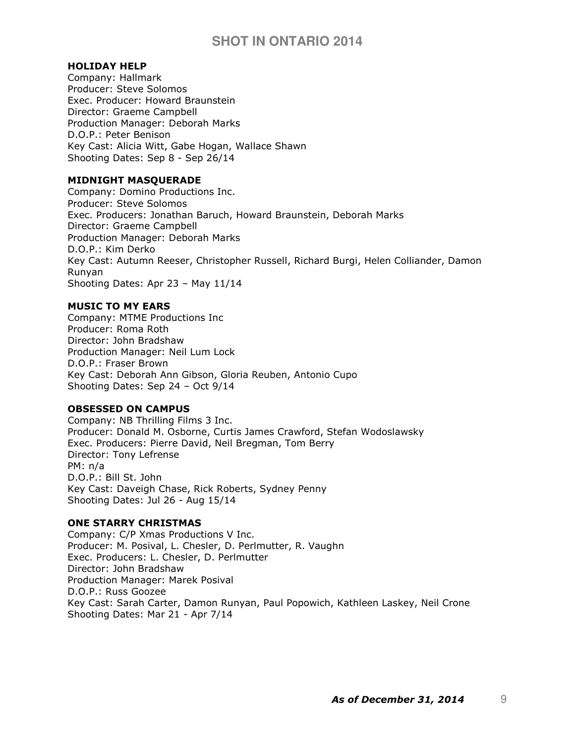**HOLIDAY HELP**
Company: Hallmark
Producer: Steve Solomos
Exec. Producer: Howard Braunstein
Director: Graeme Campbell
Production Manager: Deborah Marks
D.O.P.: Peter Benison
Key Cast: Alicia Witt, Gabe Hogan, Wallace Shawn
Shooting Dates: Sep 8 - Sep 26/14

**MIDNIGHT MASQUERADE**
Company: Domino Productions Inc.
Producer: Steve Solomos
Exec. Producers: Jonathan Baruch, Howard Braunstein, Deborah Marks
Director: Graeme Campbell
Production Manager: Deborah Marks
D.O.P.: Kim Derko
Key Cast: Autumn Reeser, Christopher Russell, Richard Burgi, Helen Colliander, Damon Runyan
Shooting Dates: Apr 23 – May 11/14

**MUSIC TO MY EARS**
Company: MTME Productions Inc
Producer: Roma Roth
Director: John Bradshaw
Production Manager: Neil Lum Lock
D.O.P.: Fraser Brown
Key Cast: Deborah Ann Gibson, Gloria Reuben, Antonio Cupo
Shooting Dates: Sep 24 – Oct 9/14

**OBSESSED ON CAMPUS**
Company: NB Thrilling Films 3 Inc.
Producer: Donald M. Osborne, Curtis James Crawford, Stefan Wodoslawsky
Exec. Producers: Pierre David, Neil Bregman, Tom Berry
Director: Tony Lefrense
PM: n/a
D.O.P.: Bill St. John
Key Cast: Daveigh Chase, Rick Roberts, Sydney Penny
Shooting Dates: Jul 26 - Aug 15/14

**ONE STARRY CHRISTMAS**
Company: C/P Xmas Productions V Inc.
Producer: M. Posival, L. Chesler, D. Perlmutter, R. Vaughn
Exec. Producers: L. Chesler, D. Perlmutter
Director: John Bradshaw
Production Manager: Marek Posival
D.O.P.: Russ Goozee
Key Cast: Sarah Carter, Damon Runyan, Paul Popowich, Kathleen Laskey, Neil Crone
Shooting Dates: Mar 21 - Apr 7/14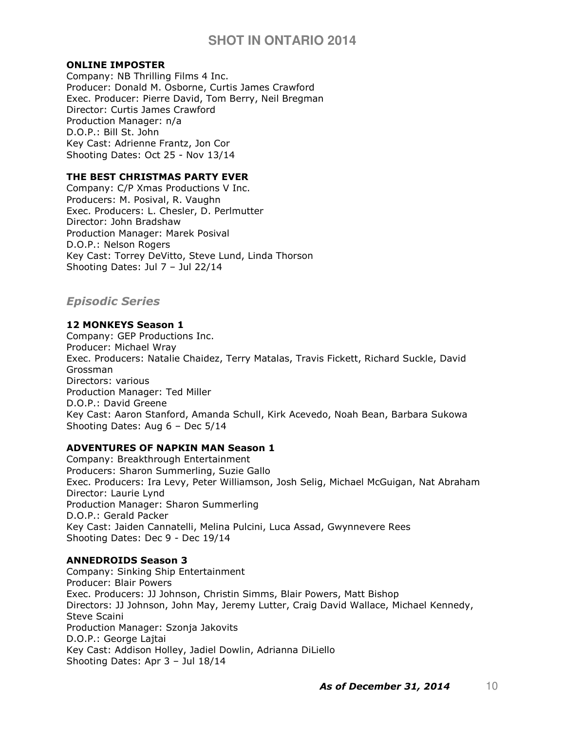**ONLINE IMPOSTER**
Company: NB Thrilling Films 4 Inc.
Producer: Donald M. Osborne, Curtis James Crawford
Exec. Producer: Pierre David, Tom Berry, Neil Bregman
Director: Curtis James Crawford
Production Manager: n/a
D.O.P.: Bill St. John
Key Cast: Adrienne Frantz, Jon Cor
Shooting Dates: Oct 25 - Nov 13/14

**THE BEST CHRISTMAS PARTY EVER**
Company: C/P Xmas Productions V Inc.
Producers: M. Posival, R. Vaughn
Exec. Producers: L. Chesler, D. Perlmutter
Director: John Bradshaw
Production Manager: Marek Posival
D.O.P.: Nelson Rogers
Key Cast: Torrey DeVitto, Steve Lund, Linda Thorson
Shooting Dates: Jul 7 – Jul 22/14

## *Episodic Series*

**12 MONKEYS Season 1**
Company: GEP Productions Inc.
Producer: Michael Wray
Exec. Producers: Natalie Chaidez, Terry Matalas, Travis Fickett, Richard Suckle, David Grossman
Directors: various
Production Manager: Ted Miller
D.O.P.: David Greene
Key Cast: Aaron Stanford, Amanda Schull, Kirk Acevedo, Noah Bean, Barbara Sukowa
Shooting Dates: Aug 6 – Dec 5/14

**ADVENTURES OF NAPKIN MAN Season 1**
Company: Breakthrough Entertainment
Producers: Sharon Summerling, Suzie Gallo
Exec. Producers: Ira Levy, Peter Williamson, Josh Selig, Michael McGuigan, Nat Abraham
Director: Laurie Lynd
Production Manager: Sharon Summerling
D.O.P.: Gerald Packer
Key Cast: Jaiden Cannatelli, Melina Pulcini, Luca Assad, Gwynnevere Rees
Shooting Dates: Dec 9 - Dec 19/14

**ANNEDROIDS Season 3**
Company: Sinking Ship Entertainment
Producer: Blair Powers
Exec. Producers: JJ Johnson, Christin Simms, Blair Powers, Matt Bishop
Directors: JJ Johnson, John May, Jeremy Lutter, Craig David Wallace, Michael Kennedy, Steve Scaini
Production Manager: Szonja Jakovits
D.O.P.: George Lajtai
Key Cast: Addison Holley, Jadiel Dowlin, Adrianna DiLiello
Shooting Dates: Apr 3 – Jul 18/14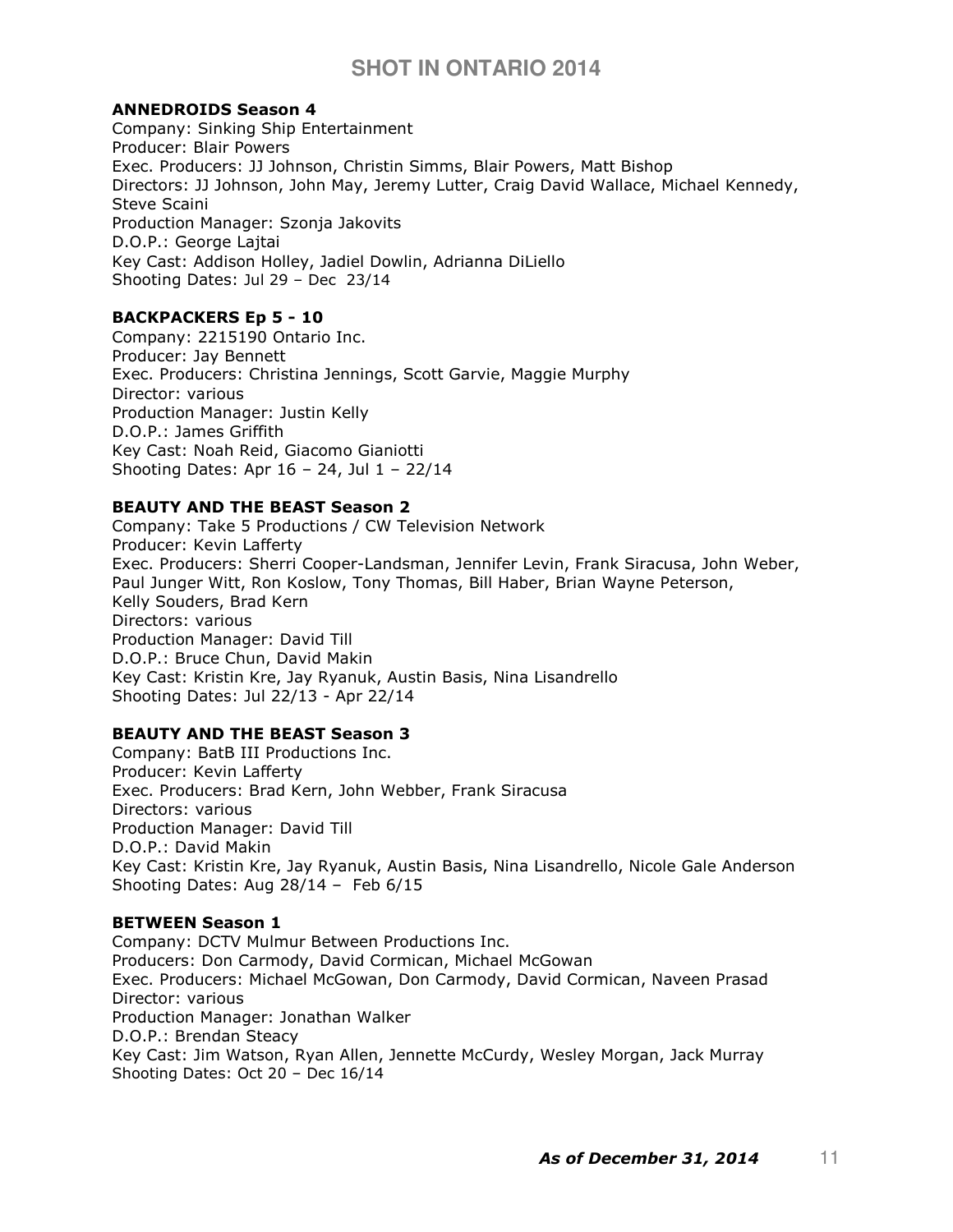# SHOT IN ONTARIO 2014

**ANNEDROIDS Season 4**
Company: Sinking Ship Entertainment
Producer: Blair Powers
Exec. Producers: JJ Johnson, Christin Simms, Blair Powers, Matt Bishop
Directors: JJ Johnson, John May, Jeremy Lutter, Craig David Wallace, Michael Kennedy, Steve Scaini
Production Manager: Szonja Jakovits
D.O.P.: George Lajtai
Key Cast: Addison Holley, Jadiel Dowlin, Adrianna DiLiello
Shooting Dates: Jul 29 – Dec 23/14

**BACKPACKERS Ep 5 - 10**
Company: 2215190 Ontario Inc.
Producer: Jay Bennett
Exec. Producers: Christina Jennings, Scott Garvie, Maggie Murphy
Director: various
Production Manager: Justin Kelly
D.O.P.: James Griffith
Key Cast: Noah Reid, Giacomo Gianiotti
Shooting Dates: Apr 16 – 24, Jul 1 – 22/14

**BEAUTY AND THE BEAST Season 2**
Company: Take 5 Productions / CW Television Network
Producer: Kevin Lafferty
Exec. Producers: Sherri Cooper-Landsman, Jennifer Levin, Frank Siracusa, John Weber, Paul Junger Witt, Ron Koslow, Tony Thomas, Bill Haber, Brian Wayne Peterson, Kelly Souders, Brad Kern
Directors: various
Production Manager: David Till
D.O.P.: Bruce Chun, David Makin
Key Cast: Kristin Kre, Jay Ryanuk, Austin Basis, Nina Lisandrello
Shooting Dates: Jul 22/13 - Apr 22/14

**BEAUTY AND THE BEAST Season 3**
Company: BatB III Productions Inc.
Producer: Kevin Lafferty
Exec. Producers: Brad Kern, John Webber, Frank Siracusa
Directors: various
Production Manager: David Till
D.O.P.: David Makin
Key Cast: Kristin Kre, Jay Ryanuk, Austin Basis, Nina Lisandrello, Nicole Gale Anderson
Shooting Dates: Aug 28/14 – Feb 6/15

**BETWEEN Season 1**
Company: DCTV Mulmur Between Productions Inc.
Producers: Don Carmody, David Cormican, Michael McGowan
Exec. Producers: Michael McGowan, Don Carmody, David Cormican, Naveen Prasad
Director: various
Production Manager: Jonathan Walker
D.O.P.: Brendan Steacy
Key Cast: Jim Watson, Ryan Allen, Jennette McCurdy, Wesley Morgan, Jack Murray
Shooting Dates: Oct 20 – Dec 16/14

***As of December 31, 2014***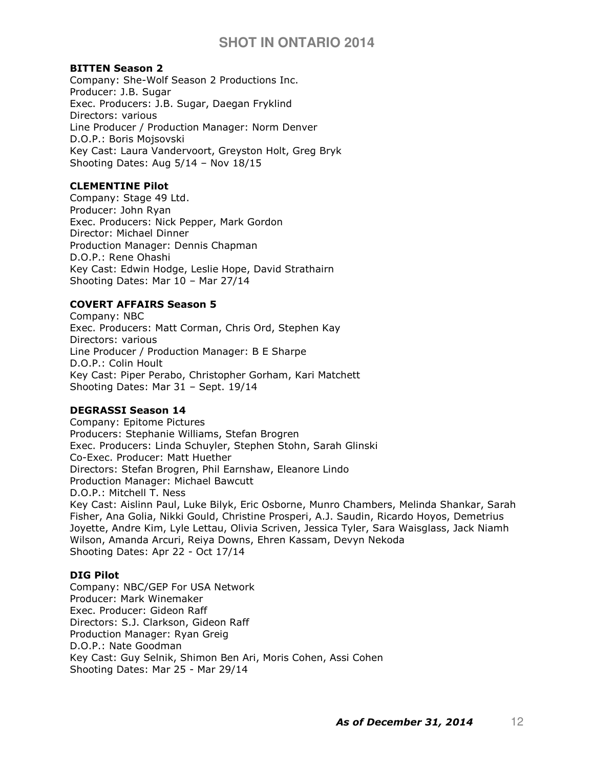**BITTEN Season 2**
Company: She-Wolf Season 2 Productions Inc.
Producer: J.B. Sugar
Exec. Producers: J.B. Sugar, Daegan Fryklind
Directors: various
Line Producer / Production Manager: Norm Denver
D.O.P.: Boris Mojsovski
Key Cast: Laura Vandervoort, Greyston Holt, Greg Bryk
Shooting Dates: Aug 5/14 – Nov 18/15

**CLEMENTINE Pilot**
Company: Stage 49 Ltd.
Producer: John Ryan
Exec. Producers: Nick Pepper, Mark Gordon
Director: Michael Dinner
Production Manager: Dennis Chapman
D.O.P.: Rene Ohashi
Key Cast: Edwin Hodge, Leslie Hope, David Strathairn
Shooting Dates: Mar 10 – Mar 27/14

**COVERT AFFAIRS Season 5**
Company: NBC
Exec. Producers: Matt Corman, Chris Ord, Stephen Kay
Directors: various
Line Producer / Production Manager: B E Sharpe
D.O.P.: Colin Hoult
Key Cast: Piper Perabo, Christopher Gorham, Kari Matchett
Shooting Dates: Mar 31 – Sept. 19/14

**DEGRASSI Season 14**
Company: Epitome Pictures
Producers: Stephanie Williams, Stefan Brogren
Exec. Producers: Linda Schuyler, Stephen Stohn, Sarah Glinski
Co-Exec. Producer: Matt Huether
Directors: Stefan Brogren, Phil Earnshaw, Eleanore Lindo
Production Manager: Michael Bawcutt
D.O.P.: Mitchell T. Ness
Key Cast: Aislinn Paul, Luke Bilyk, Eric Osborne, Munro Chambers, Melinda Shankar, Sarah Fisher, Ana Golia, Nikki Gould, Christine Prosperi, A.J. Saudin, Ricardo Hoyos, Demetrius Joyette, Andre Kim, Lyle Lettau, Olivia Scriven, Jessica Tyler, Sara Waisglass, Jack Niamh Wilson, Amanda Arcuri, Reiya Downs, Ehren Kassam, Devyn Nekoda
Shooting Dates: Apr 22 - Oct 17/14

**DIG Pilot**
Company: NBC/GEP For USA Network
Producer: Mark Winemaker
Exec. Producer: Gideon Raff
Directors: S.J. Clarkson, Gideon Raff
Production Manager: Ryan Greig
D.O.P.: Nate Goodman
Key Cast: Guy Selnik, Shimon Ben Ari, Moris Cohen, Assi Cohen
Shooting Dates: Mar 25 - Mar 29/14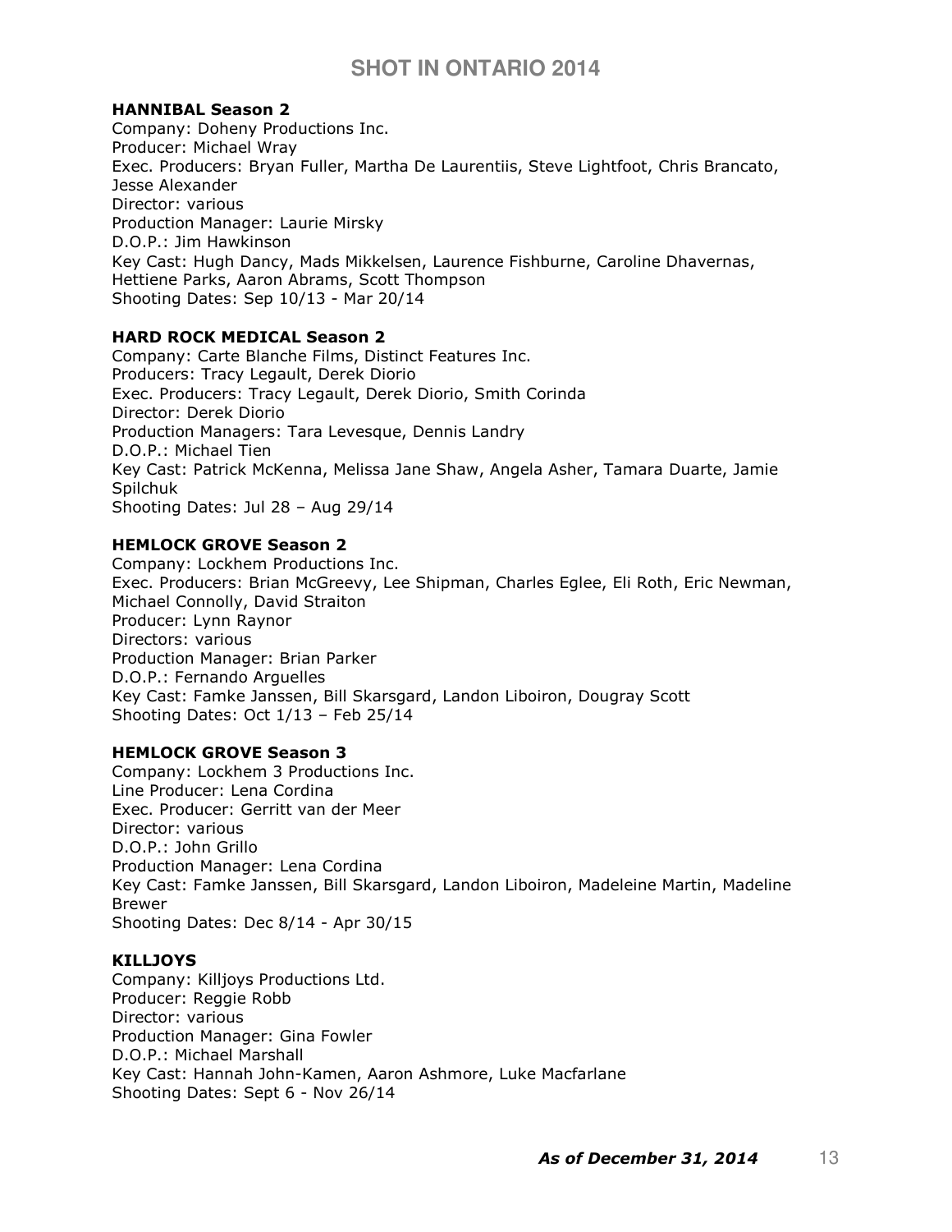**HANNIBAL Season 2**
Company: Doheny Productions Inc.
Producer: Michael Wray
Exec. Producers: Bryan Fuller, Martha De Laurentiis, Steve Lightfoot, Chris Brancato, Jesse Alexander
Director: various
Production Manager: Laurie Mirsky
D.O.P.: Jim Hawkinson
Key Cast: Hugh Dancy, Mads Mikkelsen, Laurence Fishburne, Caroline Dhavernas, Hettiene Parks, Aaron Abrams, Scott Thompson
Shooting Dates: Sep 10/13 - Mar 20/14

**HARD ROCK MEDICAL Season 2**
Company: Carte Blanche Films, Distinct Features Inc.
Producers: Tracy Legault, Derek Diorio
Exec. Producers: Tracy Legault, Derek Diorio, Smith Corinda
Director: Derek Diorio
Production Managers: Tara Levesque, Dennis Landry
D.O.P.: Michael Tien
Key Cast: Patrick McKenna, Melissa Jane Shaw, Angela Asher, Tamara Duarte, Jamie Spilchuk
Shooting Dates: Jul 28 – Aug 29/14

**HEMLOCK GROVE Season 2**
Company: Lockhem Productions Inc.
Exec. Producers: Brian McGreevy, Lee Shipman, Charles Eglee, Eli Roth, Eric Newman, Michael Connolly, David Straiton
Producer: Lynn Raynor
Directors: various
Production Manager: Brian Parker
D.O.P.: Fernando Arguelles
Key Cast: Famke Janssen, Bill Skarsgard, Landon Liboiron, Dougray Scott
Shooting Dates: Oct 1/13 – Feb 25/14

**HEMLOCK GROVE Season 3**
Company: Lockhem 3 Productions Inc.
Line Producer: Lena Cordina
Exec. Producer: Gerritt van der Meer
Director: various
D.O.P.: John Grillo
Production Manager: Lena Cordina
Key Cast: Famke Janssen, Bill Skarsgard, Landon Liboiron, Madeleine Martin, Madeline Brewer
Shooting Dates: Dec 8/14 - Apr 30/15

**KILLJOYS**
Company: Killjoys Productions Ltd.
Producer: Reggie Robb
Director: various
Production Manager: Gina Fowler
D.O.P.: Michael Marshall
Key Cast: Hannah John-Kamen, Aaron Ashmore, Luke Macfarlane
Shooting Dates: Sept 6 - Nov 26/14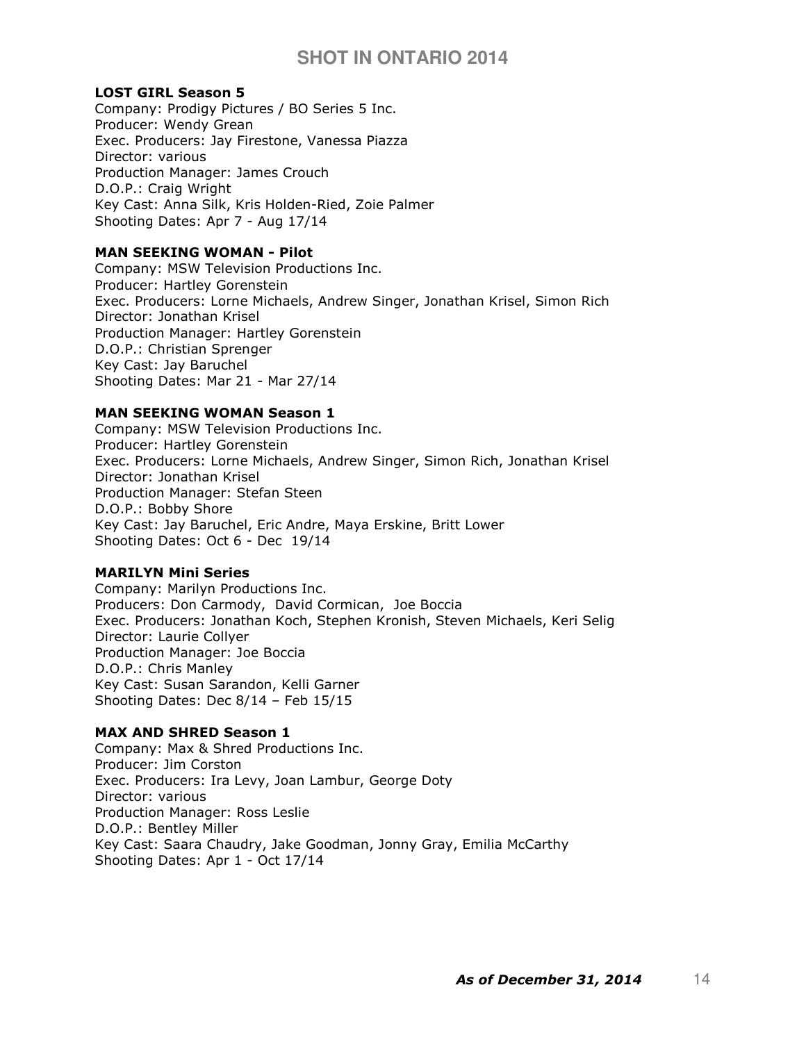**LOST GIRL Season 5**
Company: Prodigy Pictures / BO Series 5 Inc.
Producer: Wendy Grean
Exec. Producers: Jay Firestone, Vanessa Piazza
Director: various
Production Manager: James Crouch
D.O.P.: Craig Wright
Key Cast: Anna Silk, Kris Holden-Ried, Zoie Palmer
Shooting Dates: Apr 7 - Aug 17/14

**MAN SEEKING WOMAN - Pilot**
Company: MSW Television Productions Inc.
Producer: Hartley Gorenstein
Exec. Producers: Lorne Michaels, Andrew Singer, Jonathan Krisel, Simon Rich
Director: Jonathan Krisel
Production Manager: Hartley Gorenstein
D.O.P.: Christian Sprenger
Key Cast: Jay Baruchel
Shooting Dates: Mar 21 - Mar 27/14

**MAN SEEKING WOMAN Season 1**
Company: MSW Television Productions Inc.
Producer: Hartley Gorenstein
Exec. Producers: Lorne Michaels, Andrew Singer, Simon Rich, Jonathan Krisel
Director: Jonathan Krisel
Production Manager: Stefan Steen
D.O.P.: Bobby Shore
Key Cast: Jay Baruchel, Eric Andre, Maya Erskine, Britt Lower
Shooting Dates: Oct 6 - Dec 19/14

**MARILYN Mini Series**
Company: Marilyn Productions Inc.
Producers: Don Carmody, David Cormican, Joe Boccia
Exec. Producers: Jonathan Koch, Stephen Kronish, Steven Michaels, Keri Selig
Director: Laurie Collyer
Production Manager: Joe Boccia
D.O.P.: Chris Manley
Key Cast: Susan Sarandon, Kelli Garner
Shooting Dates: Dec 8/14 – Feb 15/15

**MAX AND SHRED Season 1**
Company: Max & Shred Productions Inc.
Producer: Jim Corston
Exec. Producers: Ira Levy, Joan Lambur, George Doty
Director: various
Production Manager: Ross Leslie
D.O.P.: Bentley Miller
Key Cast: Saara Chaudry, Jake Goodman, Jonny Gray, Emilia McCarthy
Shooting Dates: Apr 1 - Oct 17/14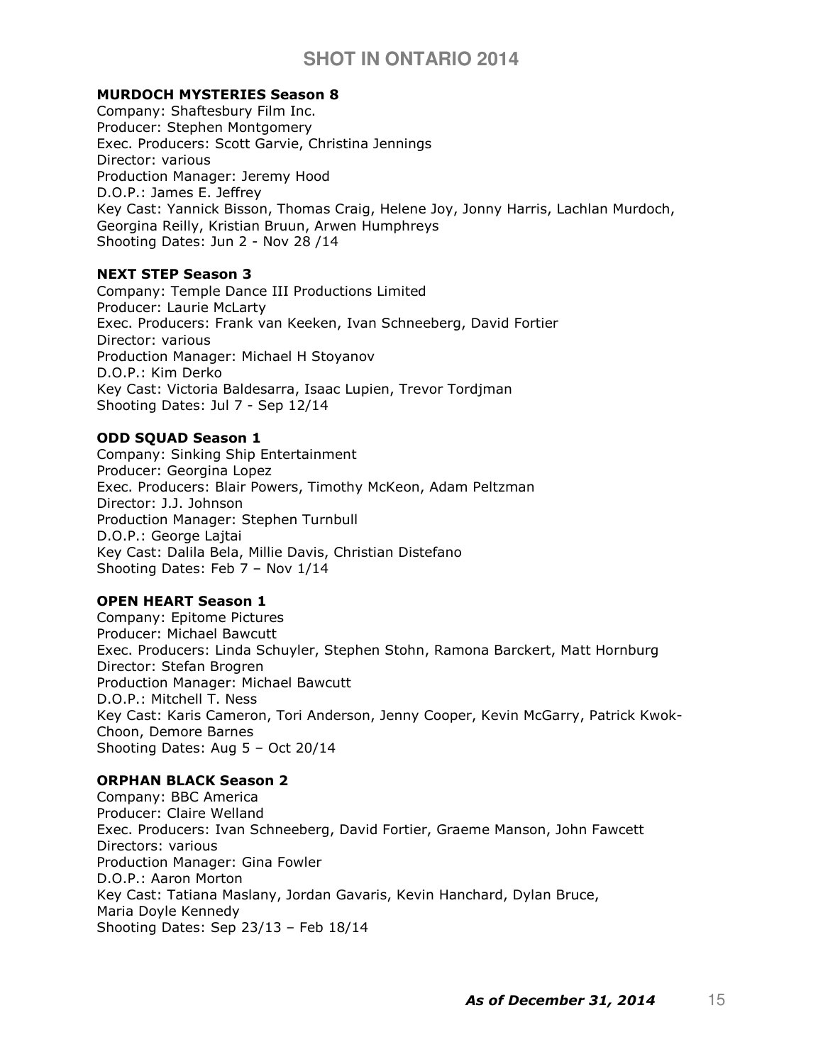# SHOT IN ONTARIO 2014

**MURDOCH MYSTERIES Season 8**
Company: Shaftesbury Film Inc.
Producer: Stephen Montgomery
Exec. Producers: Scott Garvie, Christina Jennings
Director: various
Production Manager: Jeremy Hood
D.O.P.: James E. Jeffrey
Key Cast: Yannick Bisson, Thomas Craig, Helene Joy, Jonny Harris, Lachlan Murdoch, Georgina Reilly, Kristian Bruun, Arwen Humphreys
Shooting Dates: Jun 2 - Nov 28 /14

**NEXT STEP Season 3**
Company: Temple Dance III Productions Limited
Producer: Laurie McLarty
Exec. Producers: Frank van Keeken, Ivan Schneeberg, David Fortier
Director: various
Production Manager: Michael H Stoyanov
D.O.P.: Kim Derko
Key Cast: Victoria Baldesarra, Isaac Lupien, Trevor Tordjman
Shooting Dates: Jul 7 - Sep 12/14

**ODD SQUAD Season 1**
Company: Sinking Ship Entertainment
Producer: Georgina Lopez
Exec. Producers: Blair Powers, Timothy McKeon, Adam Peltzman
Director: J.J. Johnson
Production Manager: Stephen Turnbull
D.O.P.: George Lajtai
Key Cast: Dalila Bela, Millie Davis, Christian Distefano
Shooting Dates: Feb 7 – Nov 1/14

**OPEN HEART Season 1**
Company: Epitome Pictures
Producer: Michael Bawcutt
Exec. Producers: Linda Schuyler, Stephen Stohn, Ramona Barckert, Matt Hornburg
Director: Stefan Brogren
Production Manager: Michael Bawcutt
D.O.P.: Mitchell T. Ness
Key Cast: Karis Cameron, Tori Anderson, Jenny Cooper, Kevin McGarry, Patrick Kwok-Choon, Demore Barnes
Shooting Dates: Aug 5 – Oct 20/14

**ORPHAN BLACK Season 2**
Company: BBC America
Producer: Claire Welland
Exec. Producers: Ivan Schneeberg, David Fortier, Graeme Manson, John Fawcett
Directors: various
Production Manager: Gina Fowler
D.O.P.: Aaron Morton
Key Cast: Tatiana Maslany, Jordan Gavaris, Kevin Hanchard, Dylan Bruce, Maria Doyle Kennedy
Shooting Dates: Sep 23/13 – Feb 18/14

***As of December 31, 2014***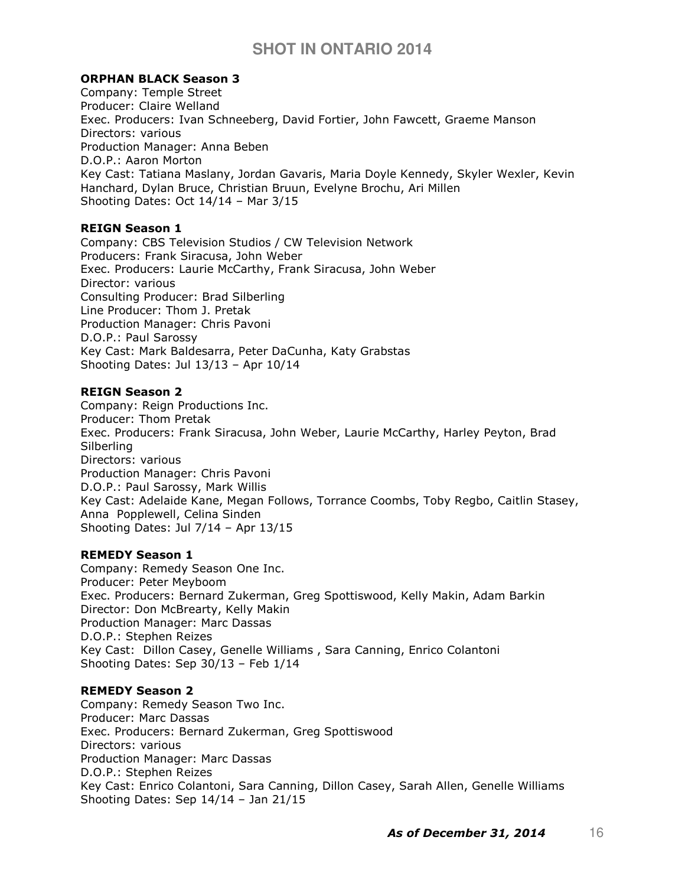**ORPHAN BLACK Season 3**
Company: Temple Street
Producer: Claire Welland
Exec. Producers: Ivan Schneeberg, David Fortier, John Fawcett, Graeme Manson
Directors: various
Production Manager: Anna Beben
D.O.P.: Aaron Morton
Key Cast: Tatiana Maslany, Jordan Gavaris, Maria Doyle Kennedy, Skyler Wexler, Kevin Hanchard, Dylan Bruce, Christian Bruun, Evelyne Brochu, Ari Millen
Shooting Dates: Oct 14/14 – Mar 3/15

**REIGN Season 1**
Company: CBS Television Studios / CW Television Network
Producers: Frank Siracusa, John Weber
Exec. Producers: Laurie McCarthy, Frank Siracusa, John Weber
Director: various
Consulting Producer: Brad Silberling
Line Producer: Thom J. Pretak
Production Manager: Chris Pavoni
D.O.P.: Paul Sarossy
Key Cast: Mark Baldesarra, Peter DaCunha, Katy Grabstas
Shooting Dates: Jul 13/13 – Apr 10/14

**REIGN Season 2**
Company: Reign Productions Inc.
Producer: Thom Pretak
Exec. Producers: Frank Siracusa, John Weber, Laurie McCarthy, Harley Peyton, Brad Silberling
Directors: various
Production Manager: Chris Pavoni
D.O.P.: Paul Sarossy, Mark Willis
Key Cast: Adelaide Kane, Megan Follows, Torrance Coombs, Toby Regbo, Caitlin Stasey, Anna Popplewell, Celina Sinden
Shooting Dates: Jul 7/14 – Apr 13/15

**REMEDY Season 1**
Company: Remedy Season One Inc.
Producer: Peter Meyboom
Exec. Producers: Bernard Zukerman, Greg Spottiswood, Kelly Makin, Adam Barkin
Director: Don McBrearty, Kelly Makin
Production Manager: Marc Dassas
D.O.P.: Stephen Reizes
Key Cast: Dillon Casey, Genelle Williams , Sara Canning, Enrico Colantoni
Shooting Dates: Sep 30/13 – Feb 1/14

**REMEDY Season 2**
Company: Remedy Season Two Inc.
Producer: Marc Dassas
Exec. Producers: Bernard Zukerman, Greg Spottiswood
Directors: various
Production Manager: Marc Dassas
D.O.P.: Stephen Reizes
Key Cast: Enrico Colantoni, Sara Canning, Dillon Casey, Sarah Allen, Genelle Williams
Shooting Dates: Sep 14/14 – Jan 21/15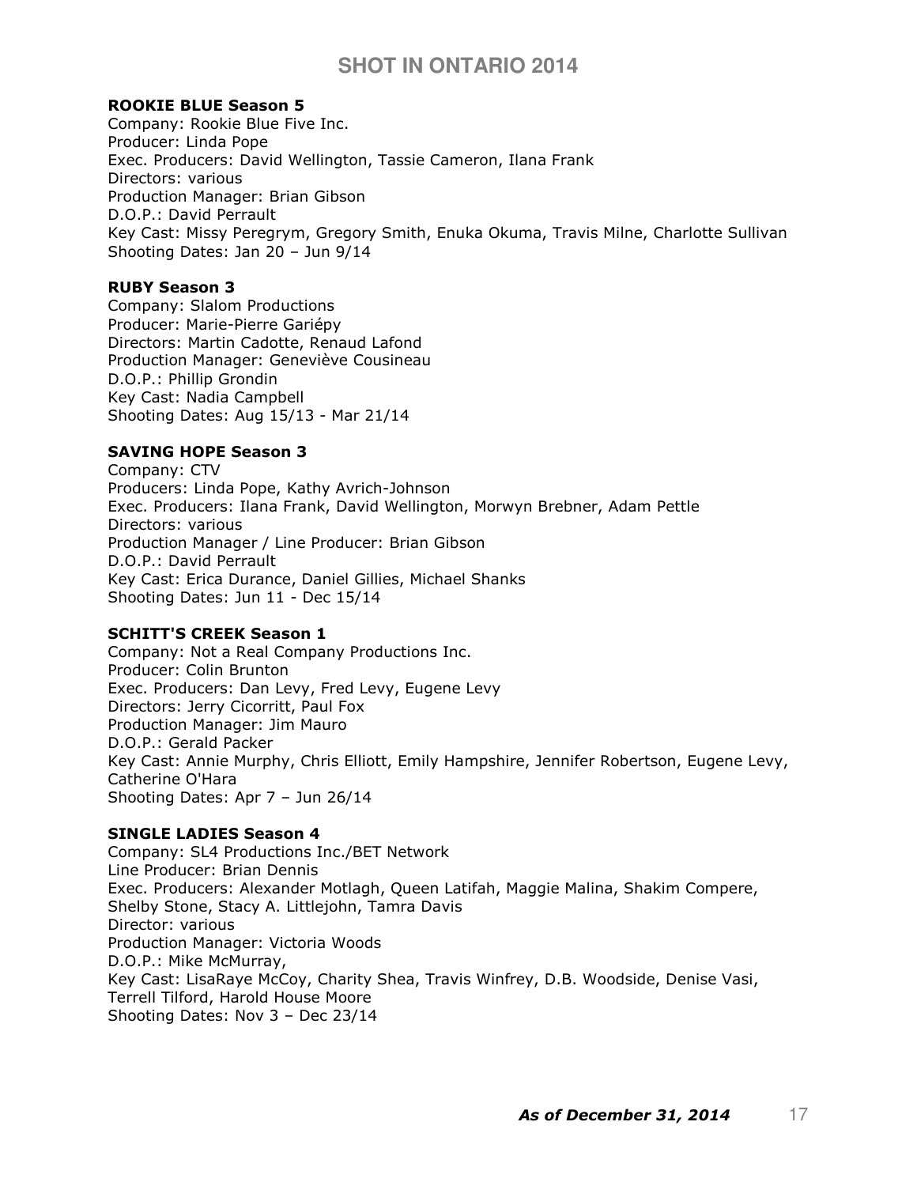### ROOKIE BLUE Season 5

Company: Rookie Blue Five Inc.
Producer: Linda Pope
Exec. Producers: David Wellington, Tassie Cameron, Ilana Frank
Directors: various
Production Manager: Brian Gibson
D.O.P.: David Perrault
Key Cast: Missy Peregrym, Gregory Smith, Enuka Okuma, Travis Milne, Charlotte Sullivan
Shooting Dates: Jan 20 – Jun 9/14

### RUBY Season 3

Company: Slalom Productions
Producer: Marie-Pierre Gariépy
Directors: Martin Cadotte, Renaud Lafond
Production Manager: Geneviève Cousineau
D.O.P.: Phillip Grondin
Key Cast: Nadia Campbell
Shooting Dates: Aug 15/13 - Mar 21/14

### SAVING HOPE Season 3

Company: CTV
Producers: Linda Pope, Kathy Avrich-Johnson
Exec. Producers: Ilana Frank, David Wellington, Morwyn Brebner, Adam Pettle
Directors: various
Production Manager / Line Producer: Brian Gibson
D.O.P.: David Perrault
Key Cast: Erica Durance, Daniel Gillies, Michael Shanks
Shooting Dates: Jun 11 - Dec 15/14

### SCHITT'S CREEK Season 1

Company: Not a Real Company Productions Inc.
Producer: Colin Brunton
Exec. Producers: Dan Levy, Fred Levy, Eugene Levy
Directors: Jerry Cicorritt, Paul Fox
Production Manager: Jim Mauro
D.O.P.: Gerald Packer
Key Cast: Annie Murphy, Chris Elliott, Emily Hampshire, Jennifer Robertson, Eugene Levy, Catherine O'Hara
Shooting Dates: Apr 7 – Jun 26/14

### SINGLE LADIES Season 4

Company: SL4 Productions Inc./BET Network
Line Producer: Brian Dennis
Exec. Producers: Alexander Motlagh, Queen Latifah, Maggie Malina, Shakim Compere, Shelby Stone, Stacy A. Littlejohn, Tamra Davis
Director: various
Production Manager: Victoria Woods
D.O.P.: Mike McMurray,
Key Cast: LisaRaye McCoy, Charity Shea, Travis Winfrey, D.B. Woodside, Denise Vasi, Terrell Tilford, Harold House Moore
Shooting Dates: Nov 3 – Dec 23/14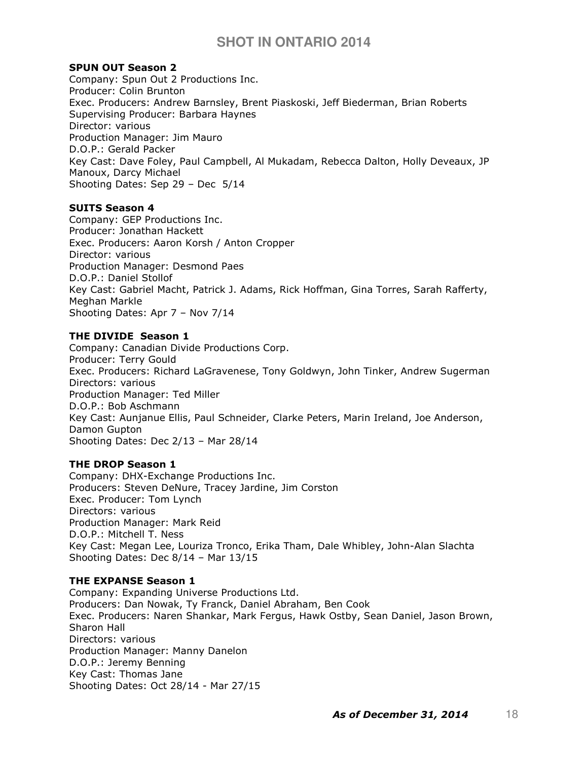**SPUN OUT Season 2**
Company: Spun Out 2 Productions Inc.
Producer: Colin Brunton
Exec. Producers: Andrew Barnsley, Brent Piaskoski, Jeff Biederman, Brian Roberts
Supervising Producer: Barbara Haynes
Director: various
Production Manager: Jim Mauro
D.O.P.: Gerald Packer
Key Cast: Dave Foley, Paul Campbell, Al Mukadam, Rebecca Dalton, Holly Deveaux, JP Manoux, Darcy Michael
Shooting Dates: Sep 29 – Dec 5/14

**SUITS Season 4**
Company: GEP Productions Inc.
Producer: Jonathan Hackett
Exec. Producers: Aaron Korsh / Anton Cropper
Director: various
Production Manager: Desmond Paes
D.O.P.: Daniel Stollof
Key Cast: Gabriel Macht, Patrick J. Adams, Rick Hoffman, Gina Torres, Sarah Rafferty, Meghan Markle
Shooting Dates: Apr 7 – Nov 7/14

**THE DIVIDE Season 1**
Company: Canadian Divide Productions Corp.
Producer: Terry Gould
Exec. Producers: Richard LaGravenese, Tony Goldwyn, John Tinker, Andrew Sugerman
Directors: various
Production Manager: Ted Miller
D.O.P.: Bob Aschmann
Key Cast: Aunjanue Ellis, Paul Schneider, Clarke Peters, Marin Ireland, Joe Anderson, Damon Gupton
Shooting Dates: Dec 2/13 – Mar 28/14

**THE DROP Season 1**
Company: DHX-Exchange Productions Inc.
Producers: Steven DeNure, Tracey Jardine, Jim Corston
Exec. Producer: Tom Lynch
Directors: various
Production Manager: Mark Reid
D.O.P.: Mitchell T. Ness
Key Cast: Megan Lee, Louriza Tronco, Erika Tham, Dale Whibley, John-Alan Slachta
Shooting Dates: Dec 8/14 – Mar 13/15

**THE EXPANSE Season 1**
Company: Expanding Universe Productions Ltd.
Producers: Dan Nowak, Ty Franck, Daniel Abraham, Ben Cook
Exec. Producers: Naren Shankar, Mark Fergus, Hawk Ostby, Sean Daniel, Jason Brown, Sharon Hall
Directors: various
Production Manager: Manny Danelon
D.O.P.: Jeremy Benning
Key Cast: Thomas Jane
Shooting Dates: Oct 28/14 - Mar 27/15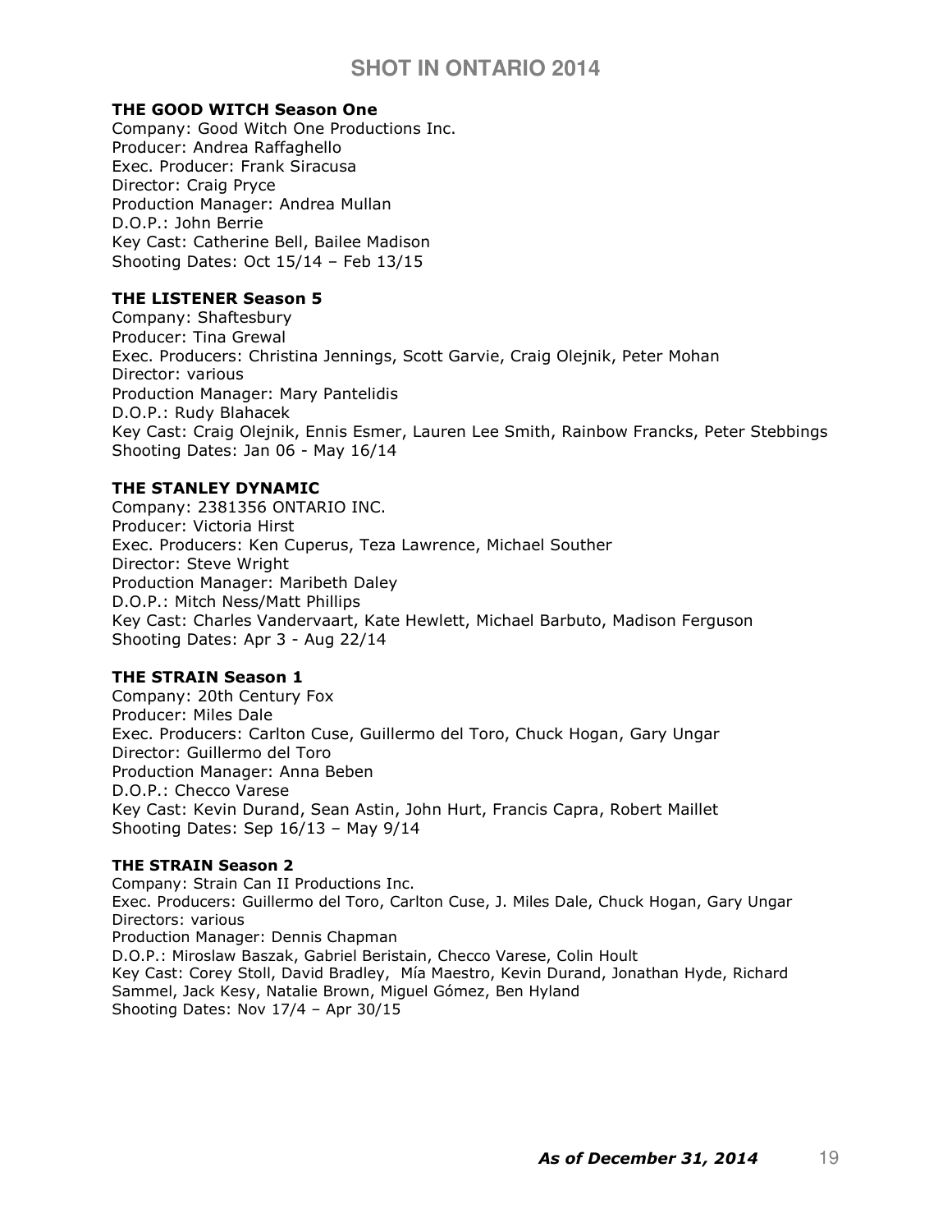# SHOT IN ONTARIO 2014

**THE GOOD WITCH Season One**
Company: Good Witch One Productions Inc.
Producer: Andrea Raffaghello
Exec. Producer: Frank Siracusa
Director: Craig Pryce
Production Manager: Andrea Mullan
D.O.P.: John Berrie
Key Cast: Catherine Bell, Bailee Madison
Shooting Dates: Oct 15/14 – Feb 13/15

**THE LISTENER Season 5**
Company: Shaftesbury
Producer: Tina Grewal
Exec. Producers: Christina Jennings, Scott Garvie, Craig Olejnik, Peter Mohan
Director: various
Production Manager: Mary Pantelidis
D.O.P.: Rudy Blahacek
Key Cast: Craig Olejnik, Ennis Esmer, Lauren Lee Smith, Rainbow Francks, Peter Stebbings
Shooting Dates: Jan 06 - May 16/14

**THE STANLEY DYNAMIC**
Company: 2381356 ONTARIO INC.
Producer: Victoria Hirst
Exec. Producers: Ken Cuperus, Teza Lawrence, Michael Souther
Director: Steve Wright
Production Manager: Maribeth Daley
D.O.P.: Mitch Ness/Matt Phillips
Key Cast: Charles Vandervaart, Kate Hewlett, Michael Barbuto, Madison Ferguson
Shooting Dates: Apr 3 - Aug 22/14

**THE STRAIN Season 1**
Company: 20th Century Fox
Producer: Miles Dale
Exec. Producers: Carlton Cuse, Guillermo del Toro, Chuck Hogan, Gary Ungar
Director: Guillermo del Toro
Production Manager: Anna Beben
D.O.P.: Checco Varese
Key Cast: Kevin Durand, Sean Astin, John Hurt, Francis Capra, Robert Maillet
Shooting Dates: Sep 16/13 – May 9/14

**THE STRAIN Season 2**
Company: Strain Can II Productions Inc.
Exec. Producers: Guillermo del Toro, Carlton Cuse, J. Miles Dale, Chuck Hogan, Gary Ungar
Directors: various
Production Manager: Dennis Chapman
D.O.P.: Miroslaw Baszak, Gabriel Beristain, Checco Varese, Colin Hoult
Key Cast: Corey Stoll, David Bradley, Mía Maestro, Kevin Durand, Jonathan Hyde, Richard Sammel, Jack Kesy, Natalie Brown, Miguel Gómez, Ben Hyland
Shooting Dates: Nov 17/4 – Apr 30/15

*As of December 31, 2014*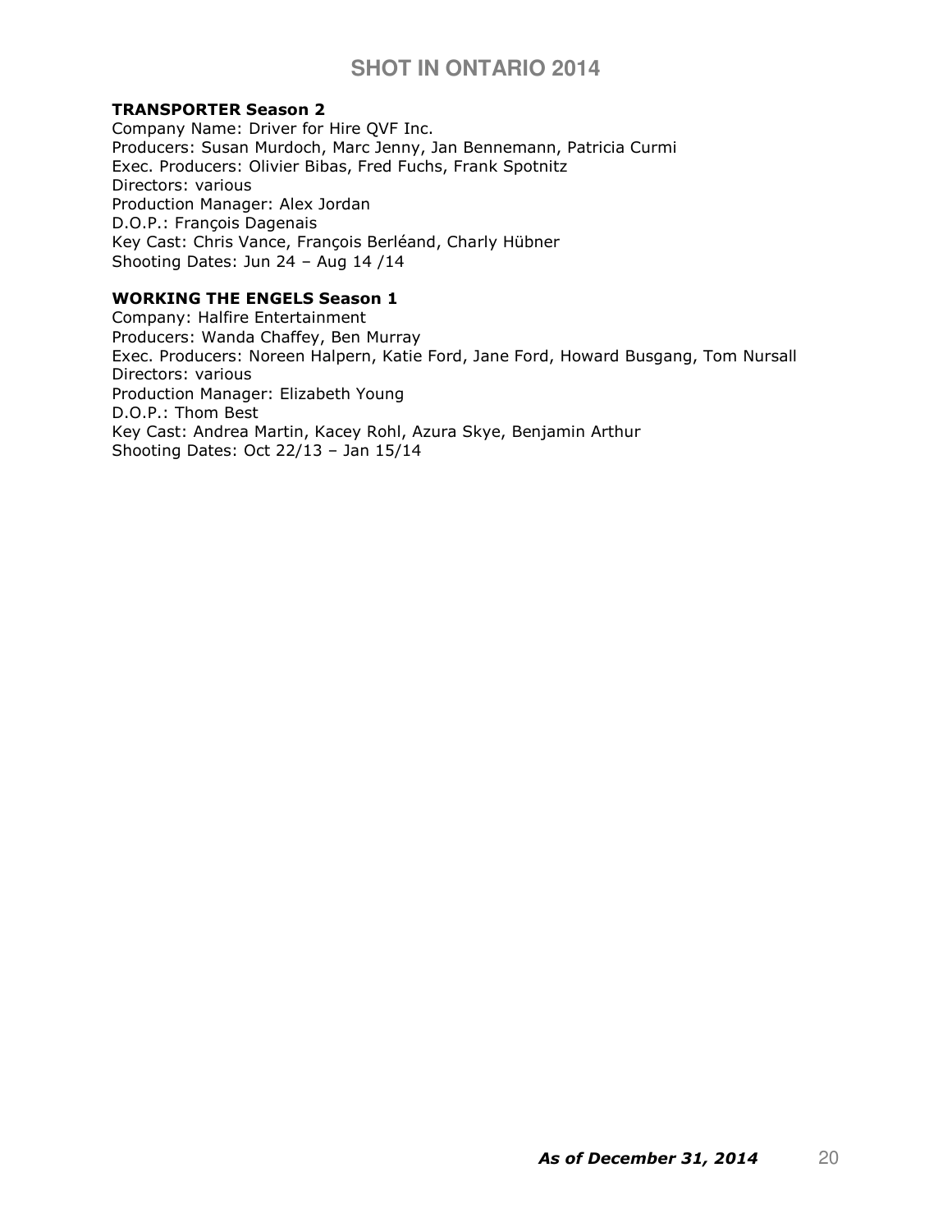**TRANSPORTER Season 2**
Company Name: Driver for Hire QVF Inc.
Producers: Susan Murdoch, Marc Jenny, Jan Bennemann, Patricia Curmi
Exec. Producers: Olivier Bibas, Fred Fuchs, Frank Spotnitz
Directors: various
Production Manager: Alex Jordan
D.O.P.: François Dagenais
Key Cast: Chris Vance, François Berléand, Charly Hübner
Shooting Dates: Jun 24 – Aug 14 /14

**WORKING THE ENGELS Season 1**
Company: Halfire Entertainment
Producers: Wanda Chaffey, Ben Murray
Exec. Producers: Noreen Halpern, Katie Ford, Jane Ford, Howard Busgang, Tom Nursall
Directors: various
Production Manager: Elizabeth Young
D.O.P.: Thom Best
Key Cast: Andrea Martin, Kacey Rohl, Azura Skye, Benjamin Arthur
Shooting Dates: Oct 22/13 – Jan 15/14